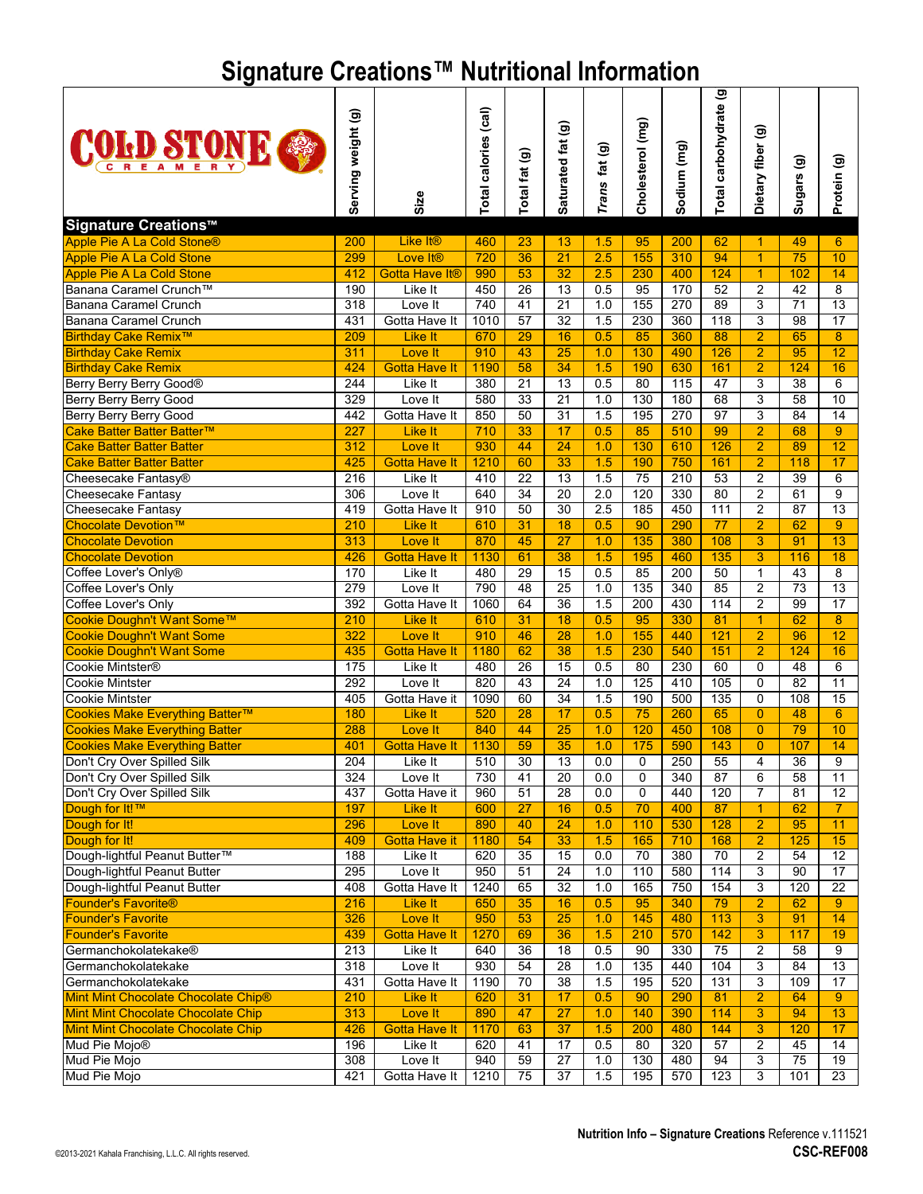# Signature Creations™ Nutritional Information

| Signature Creations™ | Serving weight (g) | Size | Total calories (cal) | Total fat (g) | Saturated fat (g) | *Trans* fat (g) | Cholesterol (mg) | Sodium (mg) | Total carbohydrate (g) | Dietary fiber (g) | Sugars (g) | Protein (g) |
|---|---|---|---|---|---|---|---|---|---|---|---|---|
| Apple Pie A La Cold Stone® | 200 | Like It® | 460 | 23 | 13 | 1.5 | 95 | 200 | 62 | 1 | 49 | 6 |
| Apple Pie A La Cold Stone | 299 | Love It® | 720 | 36 | 21 | 2.5 | 155 | 310 | 94 | 1 | 75 | 10 |
| Apple Pie A La Cold Stone | 412 | Gotta Have It® | 990 | 53 | 32 | 2.5 | 230 | 400 | 124 | 1 | 102 | 14 |
| Banana Caramel Crunch™ | 190 | Like It | 450 | 26 | 13 | 0.5 | 95 | 170 | 52 | 2 | 42 | 8 |
| Banana Caramel Crunch | 318 | Love It | 740 | 41 | 21 | 1.0 | 155 | 270 | 89 | 3 | 71 | 13 |
| Banana Caramel Crunch | 431 | Gotta Have It | 1010 | 57 | 32 | 1.5 | 230 | 360 | 118 | 3 | 98 | 17 |
| Birthday Cake Remix™ | 209 | Like It | 670 | 29 | 16 | 0.5 | 85 | 360 | 88 | 2 | 65 | 8 |
| Birthday Cake Remix | 311 | Love It | 910 | 43 | 25 | 1.0 | 130 | 490 | 126 | 2 | 95 | 12 |
| Birthday Cake Remix | 424 | Gotta Have It | 1190 | 58 | 34 | 1.5 | 190 | 630 | 161 | 2 | 124 | 16 |
| Berry Berry Berry Good® | 244 | Like It | 380 | 21 | 13 | 0.5 | 80 | 115 | 47 | 3 | 38 | 6 |
| Berry Berry Berry Good | 329 | Love It | 580 | 33 | 21 | 1.0 | 130 | 180 | 68 | 3 | 58 | 10 |
| Berry Berry Berry Good | 442 | Gotta Have It | 850 | 50 | 31 | 1.5 | 195 | 270 | 97 | 3 | 84 | 14 |
| Cake Batter Batter Batter™ | 227 | Like It | 710 | 33 | 17 | 0.5 | 85 | 510 | 99 | 2 | 68 | 9 |
| Cake Batter Batter Batter | 312 | Love It | 930 | 44 | 24 | 1.0 | 130 | 610 | 126 | 2 | 89 | 12 |
| Cake Batter Batter Batter | 425 | Gotta Have It | 1210 | 60 | 33 | 1.5 | 190 | 750 | 161 | 2 | 118 | 17 |
| Cheesecake Fantasy® | 216 | Like It | 410 | 22 | 13 | 1.5 | 75 | 210 | 53 | 2 | 39 | 6 |
| Cheesecake Fantasy | 306 | Love It | 640 | 34 | 20 | 2.0 | 120 | 330 | 80 | 2 | 61 | 9 |
| Cheesecake Fantasy | 419 | Gotta Have It | 910 | 50 | 30 | 2.5 | 185 | 450 | 111 | 2 | 87 | 13 |
| Chocolate Devotion™ | 210 | Like It | 610 | 31 | 18 | 0.5 | 90 | 290 | 77 | 2 | 62 | 9 |
| Chocolate Devotion | 313 | Love It | 870 | 45 | 27 | 1.0 | 135 | 380 | 108 | 3 | 91 | 13 |
| Chocolate Devotion | 426 | Gotta Have It | 1130 | 61 | 38 | 1.5 | 195 | 460 | 135 | 3 | 116 | 18 |
| Coffee Lover's Only® | 170 | Like It | 480 | 29 | 15 | 0.5 | 85 | 200 | 50 | 1 | 43 | 8 |
| Coffee Lover's Only | 279 | Love It | 790 | 48 | 25 | 1.0 | 135 | 340 | 85 | 2 | 73 | 13 |
| Coffee Lover's Only | 392 | Gotta Have It | 1060 | 64 | 36 | 1.5 | 200 | 430 | 114 | 2 | 99 | 17 |
| Cookie Doughn't Want Some™ | 210 | Like It | 610 | 31 | 18 | 0.5 | 95 | 330 | 81 | 1 | 62 | 8 |
| Cookie Doughn't Want Some | 322 | Love It | 910 | 46 | 28 | 1.0 | 155 | 440 | 121 | 2 | 96 | 12 |
| Cookie Doughn't Want Some | 435 | Gotta Have It | 1180 | 62 | 38 | 1.5 | 230 | 540 | 151 | 2 | 124 | 16 |
| Cookie Mintster® | 175 | Like It | 480 | 26 | 15 | 0.5 | 80 | 230 | 60 | 0 | 48 | 6 |
| Cookie Mintster | 292 | Love It | 820 | 43 | 24 | 1.0 | 125 | 410 | 105 | 0 | 82 | 11 |
| Cookie Mintster | 405 | Gotta Have it | 1090 | 60 | 34 | 1.5 | 190 | 500 | 135 | 0 | 108 | 15 |
| Cookies Make Everything Batter™ | 180 | Like It | 520 | 28 | 17 | 0.5 | 75 | 260 | 65 | 0 | 48 | 6 |
| Cookies Make Everything Batter | 288 | Love It | 840 | 44 | 25 | 1.0 | 120 | 450 | 108 | 0 | 79 | 10 |
| Cookies Make Everything Batter | 401 | Gotta Have It | 1130 | 59 | 35 | 1.0 | 175 | 590 | 143 | 0 | 107 | 14 |
| Don't Cry Over Spilled Silk | 204 | Like It | 510 | 30 | 13 | 0.0 | 0 | 250 | 55 | 4 | 36 | 9 |
| Don't Cry Over Spilled Silk | 324 | Love It | 730 | 41 | 20 | 0.0 | 0 | 340 | 87 | 6 | 58 | 11 |
| Don't Cry Over Spilled Silk | 437 | Gotta Have it | 960 | 51 | 28 | 0.0 | 0 | 440 | 120 | 7 | 81 | 12 |
| Dough for It!™ | 197 | Like It | 600 | 27 | 16 | 0.5 | 70 | 400 | 87 | 1 | 62 | 7 |
| Dough for It! | 296 | Love It | 890 | 40 | 24 | 1.0 | 110 | 530 | 128 | 2 | 95 | 11 |
| Dough for It! | 409 | Gotta Have it | 1180 | 54 | 33 | 1.5 | 165 | 710 | 168 | 2 | 125 | 15 |
| Dough-lightful Peanut Butter™ | 188 | Like It | 620 | 35 | 15 | 0.0 | 70 | 380 | 70 | 2 | 54 | 12 |
| Dough-lightful Peanut Butter | 295 | Love It | 950 | 51 | 24 | 1.0 | 110 | 580 | 114 | 3 | 90 | 17 |
| Dough-lightful Peanut Butter | 408 | Gotta Have It | 1240 | 65 | 32 | 1.0 | 165 | 750 | 154 | 3 | 120 | 22 |
| Founder's Favorite® | 216 | Like It | 650 | 35 | 16 | 0.5 | 95 | 340 | 79 | 2 | 62 | 9 |
| Founder's Favorite | 326 | Love It | 950 | 53 | 25 | 1.0 | 145 | 480 | 113 | 3 | 91 | 14 |
| Founder's Favorite | 439 | Gotta Have It | 1270 | 69 | 36 | 1.5 | 210 | 570 | 142 | 3 | 117 | 19 |
| Germanchokolatekake® | 213 | Like It | 640 | 36 | 18 | 0.5 | 90 | 330 | 75 | 2 | 58 | 9 |
| Germanchokolatekake | 318 | Love It | 930 | 54 | 28 | 1.0 | 135 | 440 | 104 | 3 | 84 | 13 |
| Germanchokolatekake | 431 | Gotta Have It | 1190 | 70 | 38 | 1.5 | 195 | 520 | 131 | 3 | 109 | 17 |
| Mint Mint Chocolate Chocolate Chip® | 210 | Like It | 620 | 31 | 17 | 0.5 | 90 | 290 | 81 | 2 | 64 | 9 |
| Mint Mint Chocolate Chocolate Chip | 313 | Love It | 890 | 47 | 27 | 1.0 | 140 | 390 | 114 | 3 | 94 | 13 |
| Mint Mint Chocolate Chocolate Chip | 426 | Gotta Have It | 1170 | 63 | 37 | 1.5 | 200 | 480 | 144 | 3 | 120 | 17 |
| Mud Pie Mojo® | 196 | Like It | 620 | 41 | 17 | 0.5 | 80 | 320 | 57 | 2 | 45 | 14 |
| Mud Pie Mojo | 308 | Love It | 940 | 59 | 27 | 1.0 | 130 | 480 | 94 | 3 | 75 | 19 |
| Mud Pie Mojo | 421 | Gotta Have It | 1210 | 75 | 37 | 1.5 | 195 | 570 | 123 | 3 | 101 | 23 |

©2013-2021 Kahala Franchising, L.L.C. All rights reserved.

**Nutrition Info – Signature Creations** Reference v.111521
**CSC-REF008**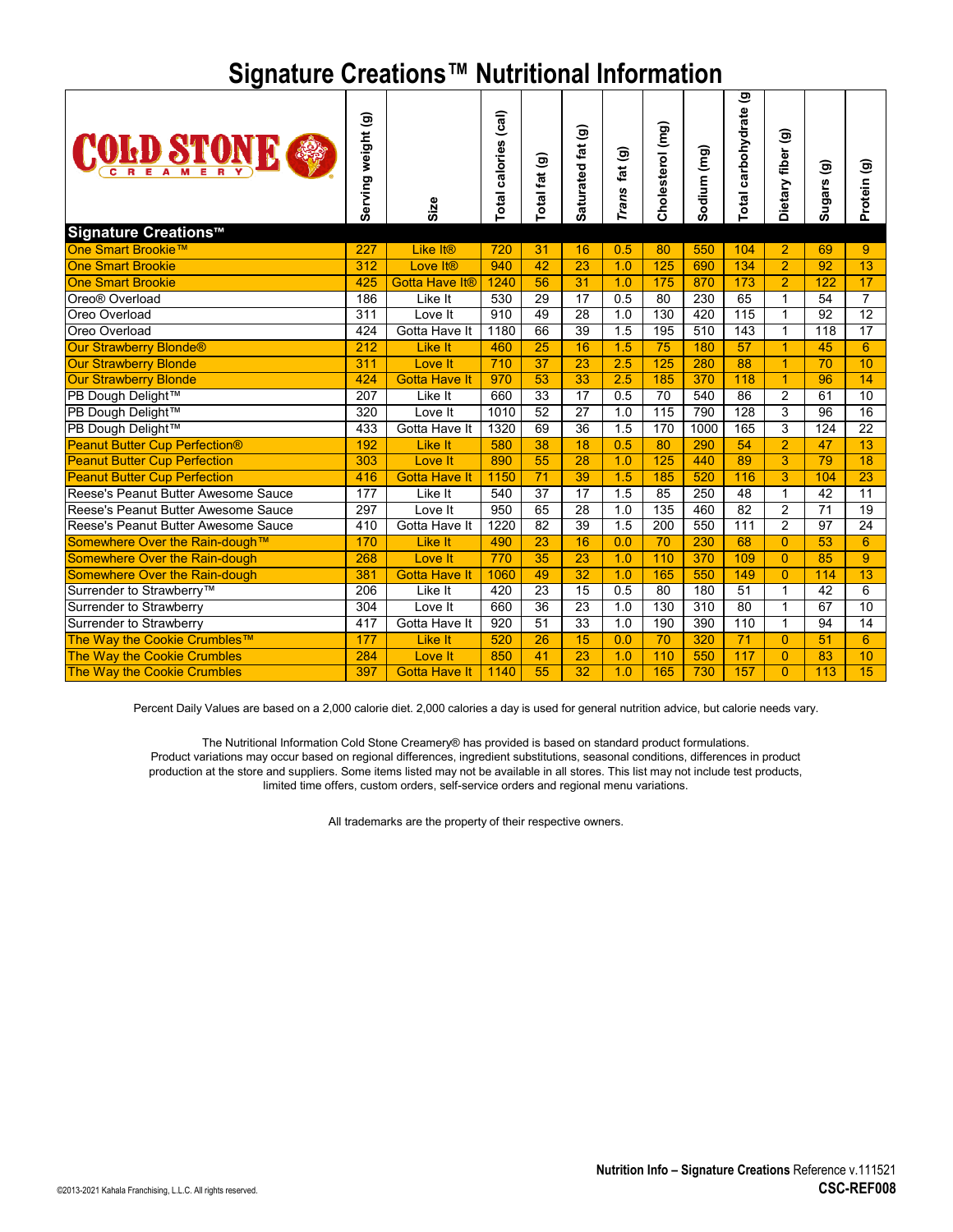# Signature Creations™ Nutritional Information

| COLD STONE CREAMERY | Serving weight (g) | Size | Total calories (cal) | Total fat (g) | Saturated fat (g) | *Trans* fat (g) | Cholesterol (mg) | Sodium (mg) | Total carbohydrate (g) | Dietary fiber (g) | Sugars (g) | Protein (g) |
|---|---|---|---|---|---|---|---|---|---|---|---|---|
| **Signature Creations™** | | | | | | | | | | | | |
| One Smart Brookie™ | 227 | Like It® | 720 | 31 | 16 | 0.5 | 80 | 550 | 104 | 2 | 69 | 9 |
| One Smart Brookie | 312 | Love It® | 940 | 42 | 23 | 1.0 | 125 | 690 | 134 | 2 | 92 | 13 |
| One Smart Brookie | 425 | Gotta Have It® | 1240 | 56 | 31 | 1.0 | 175 | 870 | 173 | 2 | 122 | 17 |
| Oreo® Overload | 186 | Like It | 530 | 29 | 17 | 0.5 | 80 | 230 | 65 | 1 | 54 | 7 |
| Oreo Overload | 311 | Love It | 910 | 49 | 28 | 1.0 | 130 | 420 | 115 | 1 | 92 | 12 |
| Oreo Overload | 424 | Gotta Have It | 1180 | 66 | 39 | 1.5 | 195 | 510 | 143 | 1 | 118 | 17 |
| Our Strawberry Blonde® | 212 | Like It | 460 | 25 | 16 | 1.5 | 75 | 180 | 57 | 1 | 45 | 6 |
| Our Strawberry Blonde | 311 | Love It | 710 | 37 | 23 | 2.5 | 125 | 280 | 88 | 1 | 70 | 10 |
| Our Strawberry Blonde | 424 | Gotta Have It | 970 | 53 | 33 | 2.5 | 185 | 370 | 118 | 1 | 96 | 14 |
| PB Dough Delight™ | 207 | Like It | 660 | 33 | 17 | 0.5 | 70 | 540 | 86 | 2 | 61 | 10 |
| PB Dough Delight™ | 320 | Love It | 1010 | 52 | 27 | 1.0 | 115 | 790 | 128 | 3 | 96 | 16 |
| PB Dough Delight™ | 433 | Gotta Have It | 1320 | 69 | 36 | 1.5 | 170 | 1000 | 165 | 3 | 124 | 22 |
| Peanut Butter Cup Perfection® | 192 | Like It | 580 | 38 | 18 | 0.5 | 80 | 290 | 54 | 2 | 47 | 13 |
| Peanut Butter Cup Perfection | 303 | Love It | 890 | 55 | 28 | 1.0 | 125 | 440 | 89 | 3 | 79 | 18 |
| Peanut Butter Cup Perfection | 416 | Gotta Have It | 1150 | 71 | 39 | 1.5 | 185 | 520 | 116 | 3 | 104 | 23 |
| Reese's Peanut Butter Awesome Sauce | 177 | Like It | 540 | 37 | 17 | 1.5 | 85 | 250 | 48 | 1 | 42 | 11 |
| Reese's Peanut Butter Awesome Sauce | 297 | Love It | 950 | 65 | 28 | 1.0 | 135 | 460 | 82 | 2 | 71 | 19 |
| Reese's Peanut Butter Awesome Sauce | 410 | Gotta Have It | 1220 | 82 | 39 | 1.5 | 200 | 550 | 111 | 2 | 97 | 24 |
| Somewhere Over the Rain-dough™ | 170 | Like It | 490 | 23 | 16 | 0.0 | 70 | 230 | 68 | 0 | 53 | 6 |
| Somewhere Over the Rain-dough | 268 | Love It | 770 | 35 | 23 | 1.0 | 110 | 370 | 109 | 0 | 85 | 9 |
| Somewhere Over the Rain-dough | 381 | Gotta Have It | 1060 | 49 | 32 | 1.0 | 165 | 550 | 149 | 0 | 114 | 13 |
| Surrender to Strawberry™ | 206 | Like It | 420 | 23 | 15 | 0.5 | 80 | 180 | 51 | 1 | 42 | 6 |
| Surrender to Strawberry | 304 | Love It | 660 | 36 | 23 | 1.0 | 130 | 310 | 80 | 1 | 67 | 10 |
| Surrender to Strawberry | 417 | Gotta Have It | 920 | 51 | 33 | 1.0 | 190 | 390 | 110 | 1 | 94 | 14 |
| The Way the Cookie Crumbles™ | 177 | Like It | 520 | 26 | 15 | 0.0 | 70 | 320 | 71 | 0 | 51 | 6 |
| The Way the Cookie Crumbles | 284 | Love It | 850 | 41 | 23 | 1.0 | 110 | 550 | 117 | 0 | 83 | 10 |
| The Way the Cookie Crumbles | 397 | Gotta Have It | 1140 | 55 | 32 | 1.0 | 165 | 730 | 157 | 0 | 113 | 15 |

Percent Daily Values are based on a 2,000 calorie diet. 2,000 calories a day is used for general nutrition advice, but calorie needs vary.

The Nutritional Information Cold Stone Creamery® has provided is based on standard product formulations. Product variations may occur based on regional differences, ingredient substitutions, seasonal conditions, differences in product production at the store and suppliers. Some items listed may not be available in all stores. This list may not include test products, limited time offers, custom orders, self-service orders and regional menu variations.

All trademarks are the property of their respective owners.

**Nutrition Info – Signature Creations** Reference v.111521

**CSC-REF008**

©2013-2021 Kahala Franchising, L.L.C. All rights reserved.